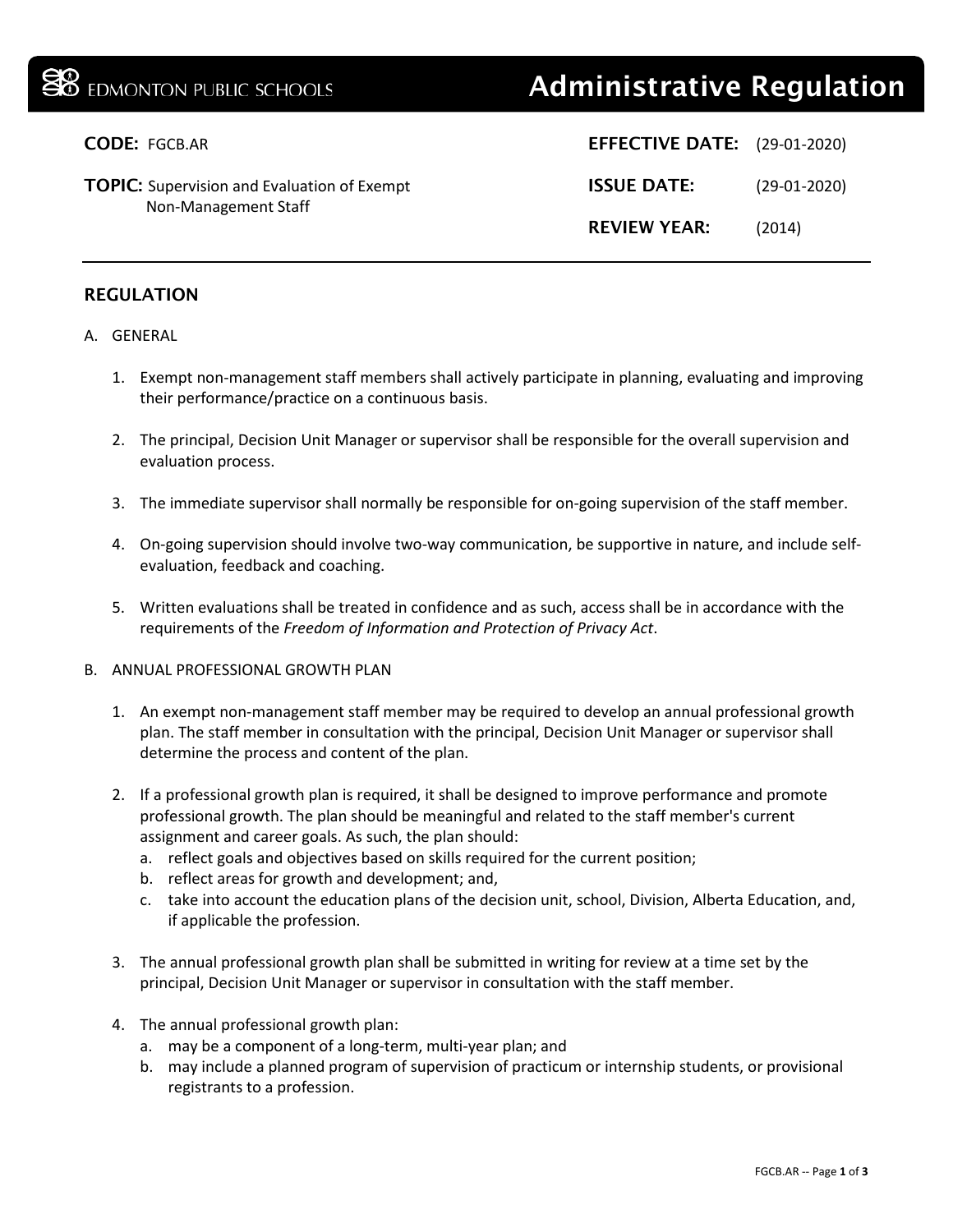EDMONTON PUBLIC SCHOOLS

# Administrative Regulation

**CODE:** FGCB.AR

**TOPIC:** Supervision and Evaluation of Exempt Non-Management Staff

**EFFECTIVE DATE:** (29-01-2020)

**ISSUE DATE:** (29-01-2020)

**REVIEW YEAR:** (2014)

---

## REGULATION

A. GENERAL

1. Exempt non-management staff members shall actively participate in planning, evaluating and improving their performance/practice on a continuous basis.

2. The principal, Decision Unit Manager or supervisor shall be responsible for the overall supervision and evaluation process.

3. The immediate supervisor shall normally be responsible for on-going supervision of the staff member.

4. On-going supervision should involve two-way communication, be supportive in nature, and include self-evaluation, feedback and coaching.

5. Written evaluations shall be treated in confidence and as such, access shall be in accordance with the requirements of the *Freedom of Information and Protection of Privacy Act*.

B. ANNUAL PROFESSIONAL GROWTH PLAN

1. An exempt non-management staff member may be required to develop an annual professional growth plan. The staff member in consultation with the principal, Decision Unit Manager or supervisor shall determine the process and content of the plan.

2. If a professional growth plan is required, it shall be designed to improve performance and promote professional growth. The plan should be meaningful and related to the staff member's current assignment and career goals. As such, the plan should:
   a. reflect goals and objectives based on skills required for the current position;
   b. reflect areas for growth and development; and,
   c. take into account the education plans of the decision unit, school, Division, Alberta Education, and, if applicable the profession.

3. The annual professional growth plan shall be submitted in writing for review at a time set by the principal, Decision Unit Manager or supervisor in consultation with the staff member.

4. The annual professional growth plan:
   a. may be a component of a long-term, multi-year plan; and
   b. may include a planned program of supervision of practicum or internship students, or provisional registrants to a profession.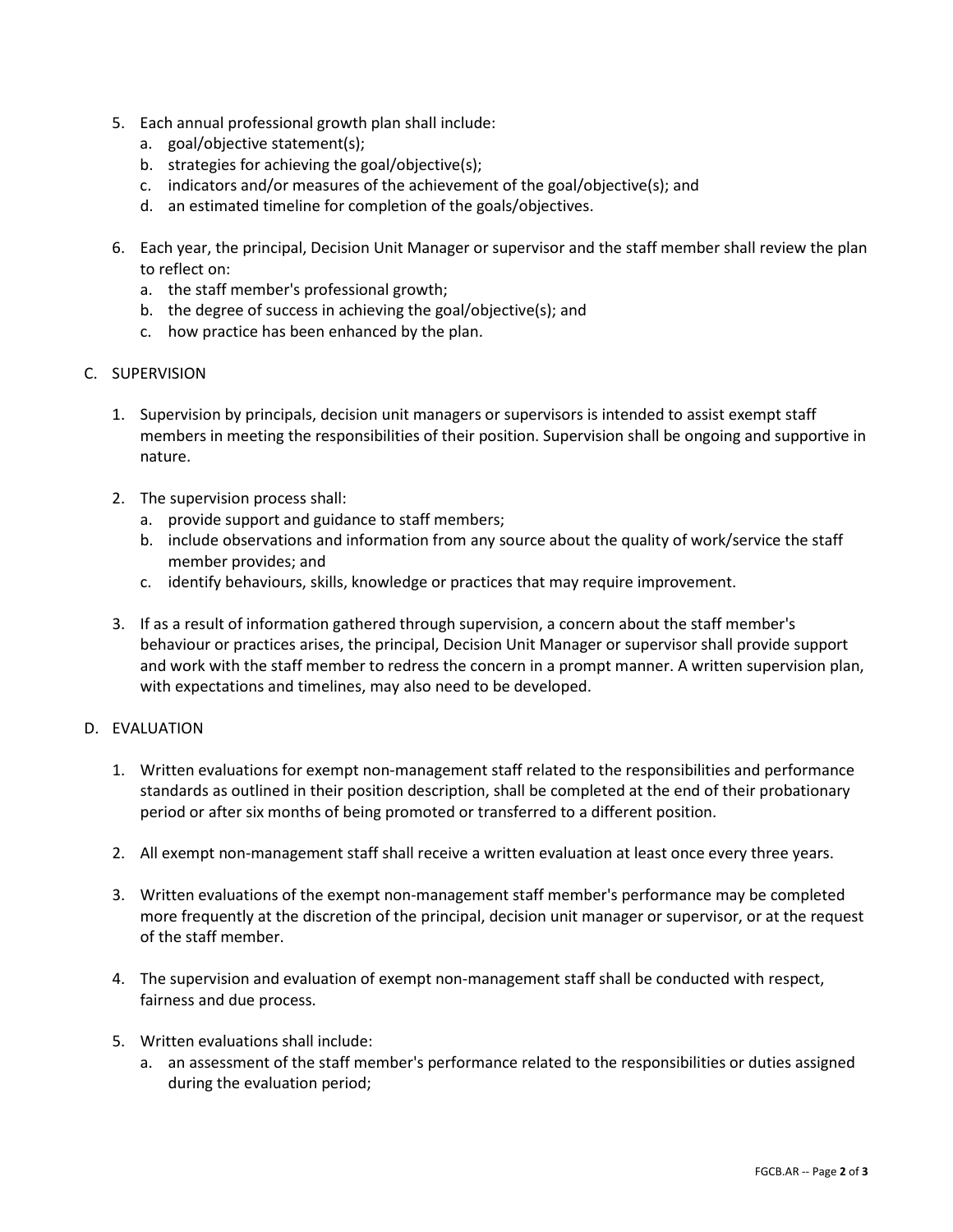5. Each annual professional growth plan shall include:
   a. goal/objective statement(s);
   b. strategies for achieving the goal/objective(s);
   c. indicators and/or measures of the achievement of the goal/objective(s); and
   d. an estimated timeline for completion of the goals/objectives.

6. Each year, the principal, Decision Unit Manager or supervisor and the staff member shall review the plan to reflect on:
   a. the staff member's professional growth;
   b. the degree of success in achieving the goal/objective(s); and
   c. how practice has been enhanced by the plan.

C. SUPERVISION

1. Supervision by principals, decision unit managers or supervisors is intended to assist exempt staff members in meeting the responsibilities of their position. Supervision shall be ongoing and supportive in nature.

2. The supervision process shall:
   a. provide support and guidance to staff members;
   b. include observations and information from any source about the quality of work/service the staff member provides; and
   c. identify behaviours, skills, knowledge or practices that may require improvement.

3. If as a result of information gathered through supervision, a concern about the staff member's behaviour or practices arises, the principal, Decision Unit Manager or supervisor shall provide support and work with the staff member to redress the concern in a prompt manner. A written supervision plan, with expectations and timelines, may also need to be developed.

D. EVALUATION

1. Written evaluations for exempt non-management staff related to the responsibilities and performance standards as outlined in their position description, shall be completed at the end of their probationary period or after six months of being promoted or transferred to a different position.

2. All exempt non-management staff shall receive a written evaluation at least once every three years.

3. Written evaluations of the exempt non-management staff member's performance may be completed more frequently at the discretion of the principal, decision unit manager or supervisor, or at the request of the staff member.

4. The supervision and evaluation of exempt non-management staff shall be conducted with respect, fairness and due process.

5. Written evaluations shall include:
   a. an assessment of the staff member's performance related to the responsibilities or duties assigned during the evaluation period;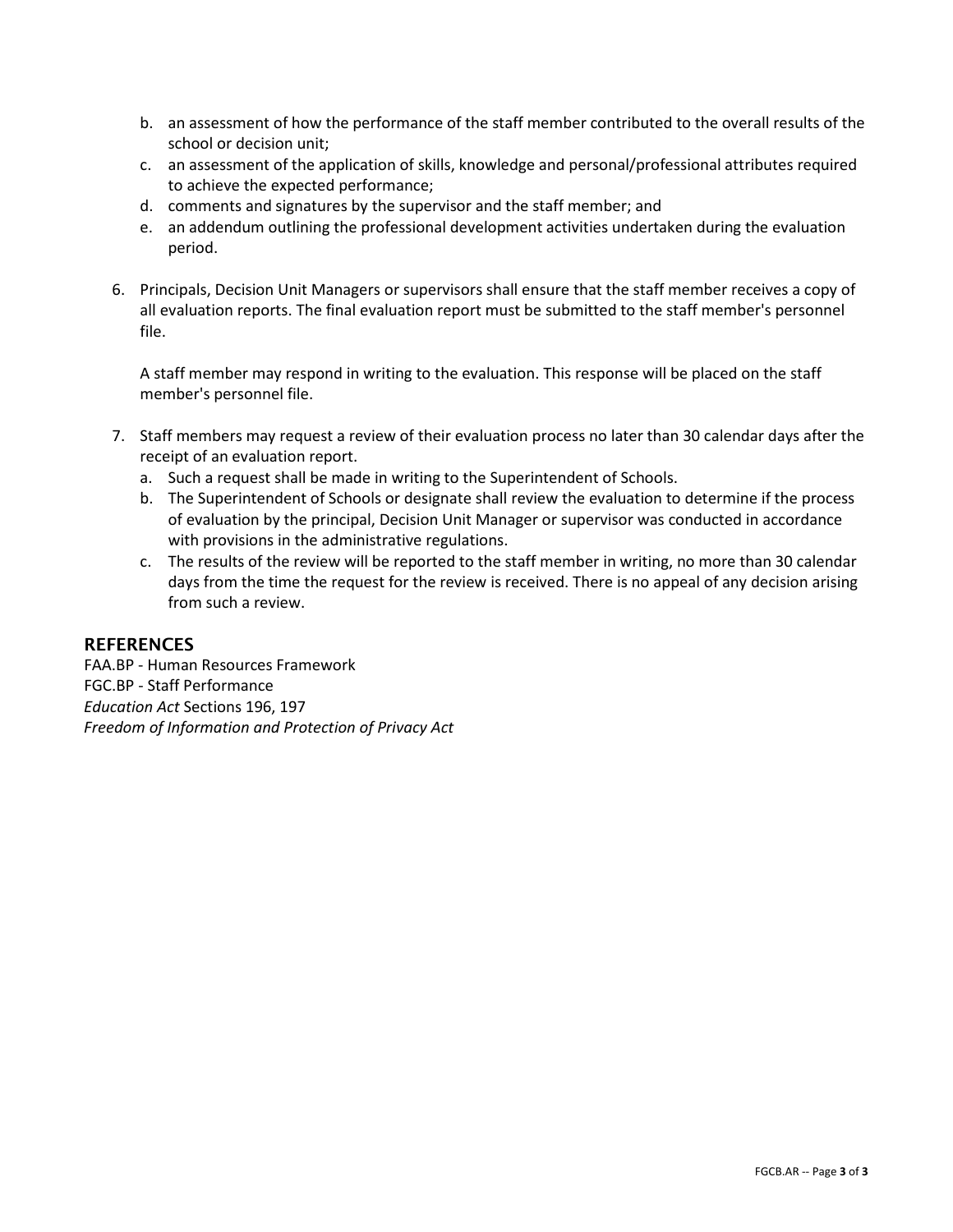b. an assessment of how the performance of the staff member contributed to the overall results of the school or decision unit;
c. an assessment of the application of skills, knowledge and personal/professional attributes required to achieve the expected performance;
d. comments and signatures by the supervisor and the staff member; and
e. an addendum outlining the professional development activities undertaken during the evaluation period.

6. Principals, Decision Unit Managers or supervisors shall ensure that the staff member receives a copy of all evaluation reports. The final evaluation report must be submitted to the staff member's personnel file.

   A staff member may respond in writing to the evaluation. This response will be placed on the staff member's personnel file.

7. Staff members may request a review of their evaluation process no later than 30 calendar days after the receipt of an evaluation report.
   a. Such a request shall be made in writing to the Superintendent of Schools.
   b. The Superintendent of Schools or designate shall review the evaluation to determine if the process of evaluation by the principal, Decision Unit Manager or supervisor was conducted in accordance with provisions in the administrative regulations.
   c. The results of the review will be reported to the staff member in writing, no more than 30 calendar days from the time the request for the review is received. There is no appeal of any decision arising from such a review.

## REFERENCES

FAA.BP - Human Resources Framework
FGC.BP - Staff Performance
*Education Act* Sections 196, 197
*Freedom of Information and Protection of Privacy Act*